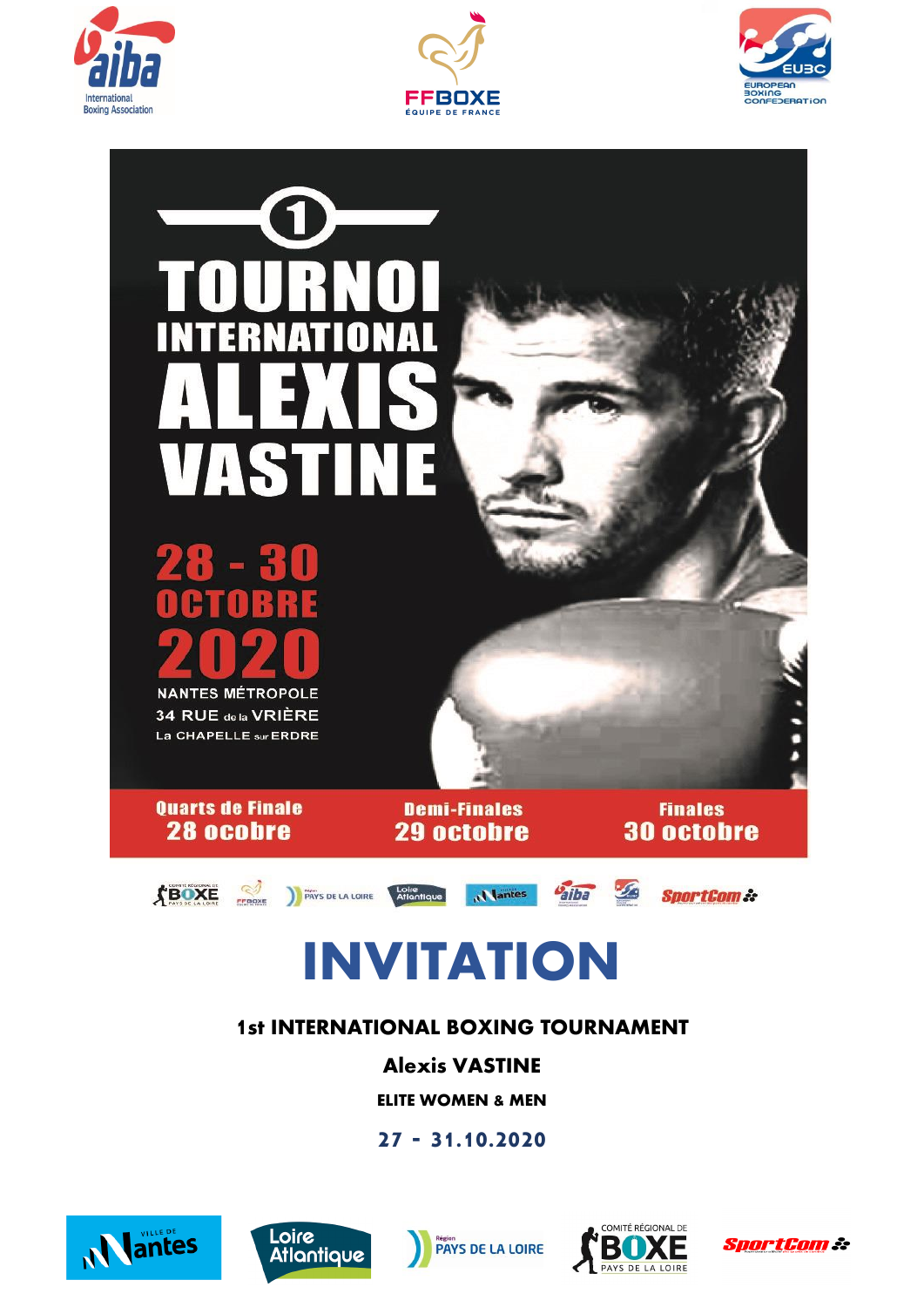1 TOURNOI INTERNATIONAL ALEXIS VASTINE

28 - 30 OCTOBRE 2020

NANTES MÉTROPOLE
34 RUE de la VRIÈRE
La CHAPELLE sur ERDRE

| Quarts de Finale | Demi-Finales | Finales |
|---|---|---|
| 28 ocobre | 29 octobre | 30 octobre |

# INVITATION

**1st INTERNATIONAL BOXING TOURNAMENT**

**Alexis VASTINE**

**ELITE WOMEN & MEN**

**27 - 31.10.2020**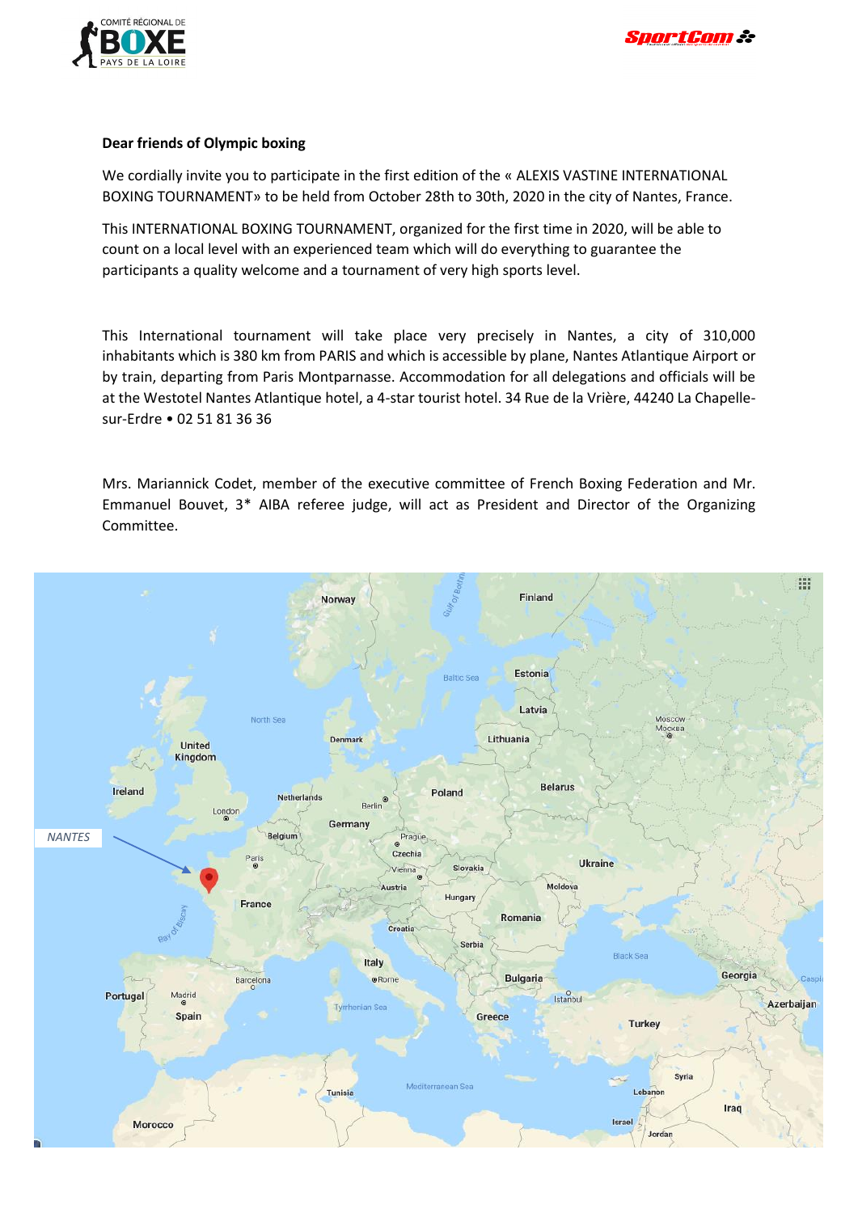**Dear friends of Olympic boxing**

We cordially invite you to participate in the first edition of the « ALEXIS VASTINE INTERNATIONAL BOXING TOURNAMENT» to be held from October 28th to 30th, 2020 in the city of Nantes, France.

This INTERNATIONAL BOXING TOURNAMENT, organized for the first time in 2020, will be able to count on a local level with an experienced team which will do everything to guarantee the participants a quality welcome and a tournament of very high sports level.

This International tournament will take place very precisely in Nantes, a city of 310,000 inhabitants which is 380 km from PARIS and which is accessible by plane, Nantes Atlantique Airport or by train, departing from Paris Montparnasse. Accommodation for all delegations and officials will be at the Westotel Nantes Atlantique hotel, a 4-star tourist hotel. 34 Rue de la Vrière, 44240 La Chapelle-sur-Erdre • 02 51 81 36 36

Mrs. Mariannick Codet, member of the executive committee of French Boxing Federation and Mr. Emmanuel Bouvet, 3* AIBA referee judge, will act as President and Director of the Organizing Committee.

*NANTES*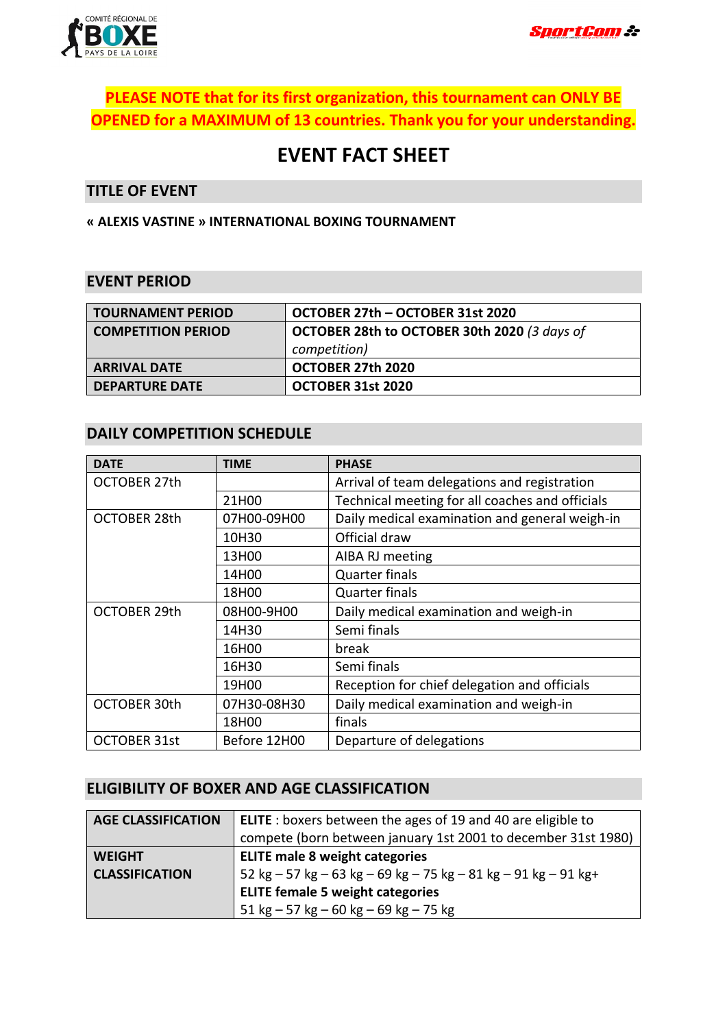**PLEASE NOTE that for its first organization, this tournament can ONLY BE OPENED for a MAXIMUM of 13 countries. Thank you for your understanding.**

# EVENT FACT SHEET

## TITLE OF EVENT

**« ALEXIS VASTINE » INTERNATIONAL BOXING TOURNAMENT**

## EVENT PERIOD

| | |
|---|---|
| **TOURNAMENT PERIOD** | **OCTOBER 27th – OCTOBER 31st 2020** |
| **COMPETITION PERIOD** | **OCTOBER 28th to OCTOBER 30th 2020** *(3 days of competition)* |
| **ARRIVAL DATE** | **OCTOBER 27th 2020** |
| **DEPARTURE DATE** | **OCTOBER 31st 2020** |

## DAILY COMPETITION SCHEDULE

| DATE | TIME | PHASE |
|---|---|---|
| OCTOBER 27th | | Arrival of team delegations and registration |
| | 21H00 | Technical meeting for all coaches and officials |
| OCTOBER 28th | 07H00-09H00 | Daily medical examination and general weigh-in |
| | 10H30 | Official draw |
| | 13H00 | AIBA RJ meeting |
| | 14H00 | Quarter finals |
| | 18H00 | Quarter finals |
| OCTOBER 29th | 08H00-9H00 | Daily medical examination and weigh-in |
| | 14H30 | Semi finals |
| | 16H00 | break |
| | 16H30 | Semi finals |
| | 19H00 | Reception for chief delegation and officials |
| OCTOBER 30th | 07H30-08H30 | Daily medical examination and weigh-in |
| | 18H00 | finals |
| OCTOBER 31st | Before 12H00 | Departure of delegations |

## ELIGIBILITY OF BOXER AND AGE CLASSIFICATION

| | |
|---|---|
| **AGE CLASSIFICATION** | **ELITE** : boxers between the ages of 19 and 40 are eligible to compete (born between january 1st 2001 to december 31st 1980) |
| **WEIGHT CLASSIFICATION** | **ELITE male 8 weight categories**<br>52 kg – 57 kg – 63 kg – 69 kg – 75 kg – 81 kg – 91 kg – 91 kg+<br>**ELITE female 5 weight categories**<br>51 kg – 57 kg – 60 kg – 69 kg – 75 kg |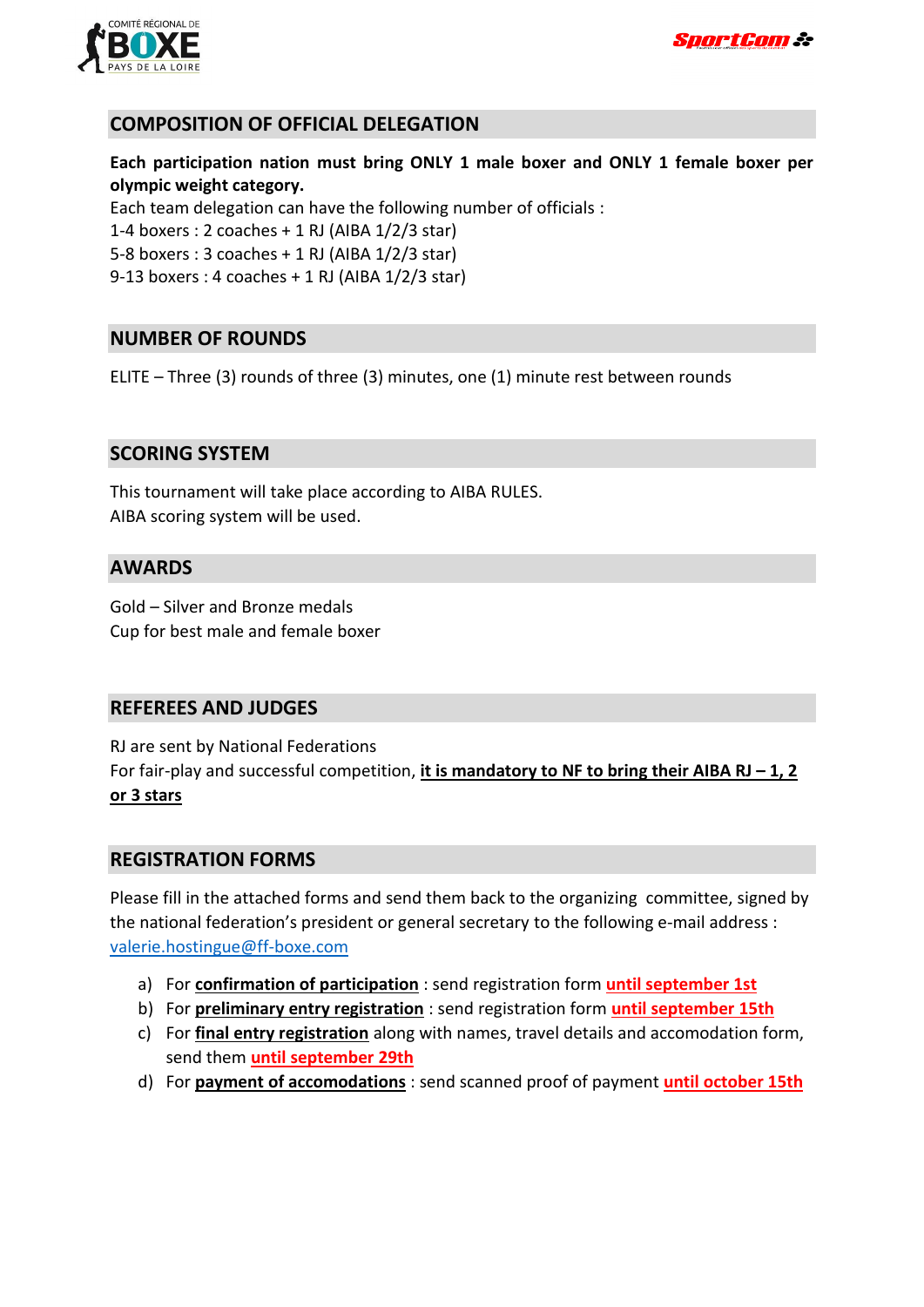## COMPOSITION OF OFFICIAL DELEGATION

**Each participation nation must bring ONLY 1 male boxer and ONLY 1 female boxer per olympic weight category.**

Each team delegation can have the following number of officials :

1-4 boxers : 2 coaches + 1 RJ (AIBA 1/2/3 star)

5-8 boxers : 3 coaches + 1 RJ (AIBA 1/2/3 star)

9-13 boxers : 4 coaches + 1 RJ (AIBA 1/2/3 star)

## NUMBER OF ROUNDS

ELITE – Three (3) rounds of three (3) minutes, one (1) minute rest between rounds

## SCORING SYSTEM

This tournament will take place according to AIBA RULES.

AIBA scoring system will be used.

## AWARDS

Gold – Silver and Bronze medals

Cup for best male and female boxer

## REFEREES AND JUDGES

RJ are sent by National Federations

For fair-play and successful competition, **it is mandatory to NF to bring their AIBA RJ – 1, 2 or 3 stars**

## REGISTRATION FORMS

Please fill in the attached forms and send them back to the organizing committee, signed by the national federation's president or general secretary to the following e-mail address : valerie.hostingue@ff-boxe.com

a) For **confirmation of participation** : send registration form **until september 1st**
b) For **preliminary entry registration** : send registration form **until september 15th**
c) For **final entry registration** along with names, travel details and accomodation form, send them **until september 29th**
d) For **payment of accomodations** : send scanned proof of payment **until october 15th**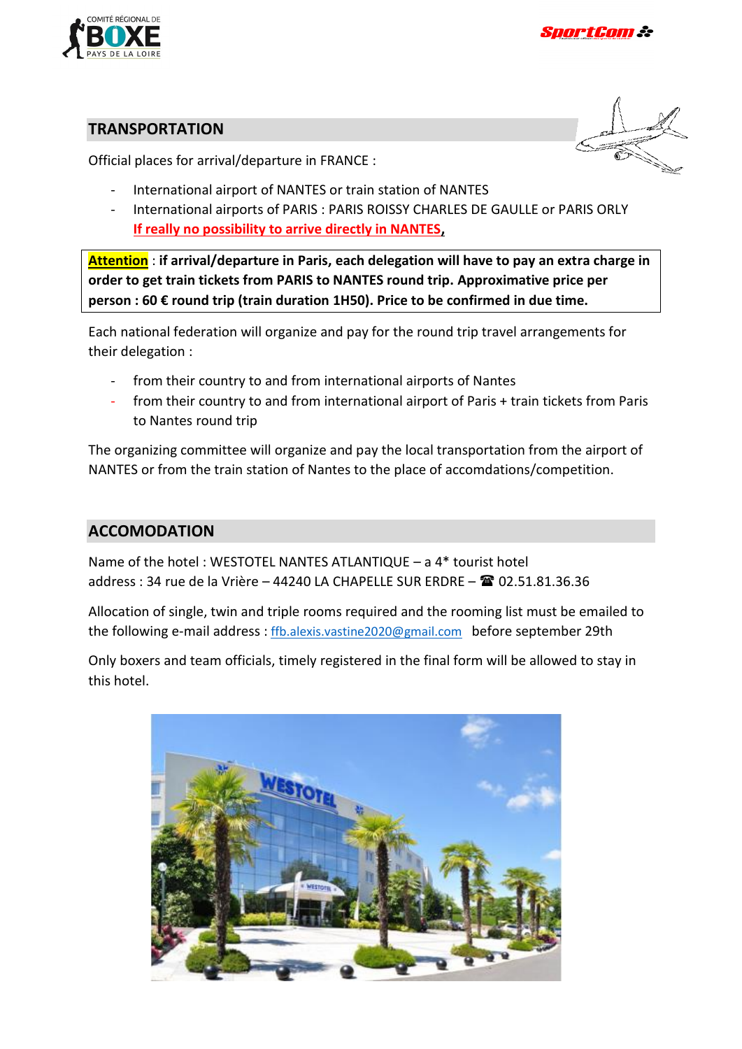## TRANSPORTATION

Official places for arrival/departure in FRANCE :

- International airport of NANTES or train station of NANTES
- International airports of PARIS : PARIS ROISSY CHARLES DE GAULLE or PARIS ORLY
  If really no possibility to arrive directly in NANTES,

**Attention : if arrival/departure in Paris, each delegation will have to pay an extra charge in order to get train tickets from PARIS to NANTES round trip. Approximative price per person : 60 € round trip (train duration 1H50). Price to be confirmed in due time.**

Each national federation will organize and pay for the round trip travel arrangements for their delegation :

- from their country to and from international airports of Nantes
- from their country to and from international airport of Paris + train tickets from Paris to Nantes round trip

The organizing committee will organize and pay the local transportation from the airport of NANTES or from the train station of Nantes to the place of accomdations/competition.

## ACCOMODATION

Name of the hotel : WESTOTEL NANTES ATLANTIQUE – a 4* tourist hotel
address : 34 rue de la Vrière – 44240 LA CHAPELLE SUR ERDRE – ☎ 02.51.81.36.36

Allocation of single, twin and triple rooms required and the rooming list must be emailed to the following e-mail address : ffb.alexis.vastine2020@gmail.com before september 29th

Only boxers and team officials, timely registered in the final form will be allowed to stay in this hotel.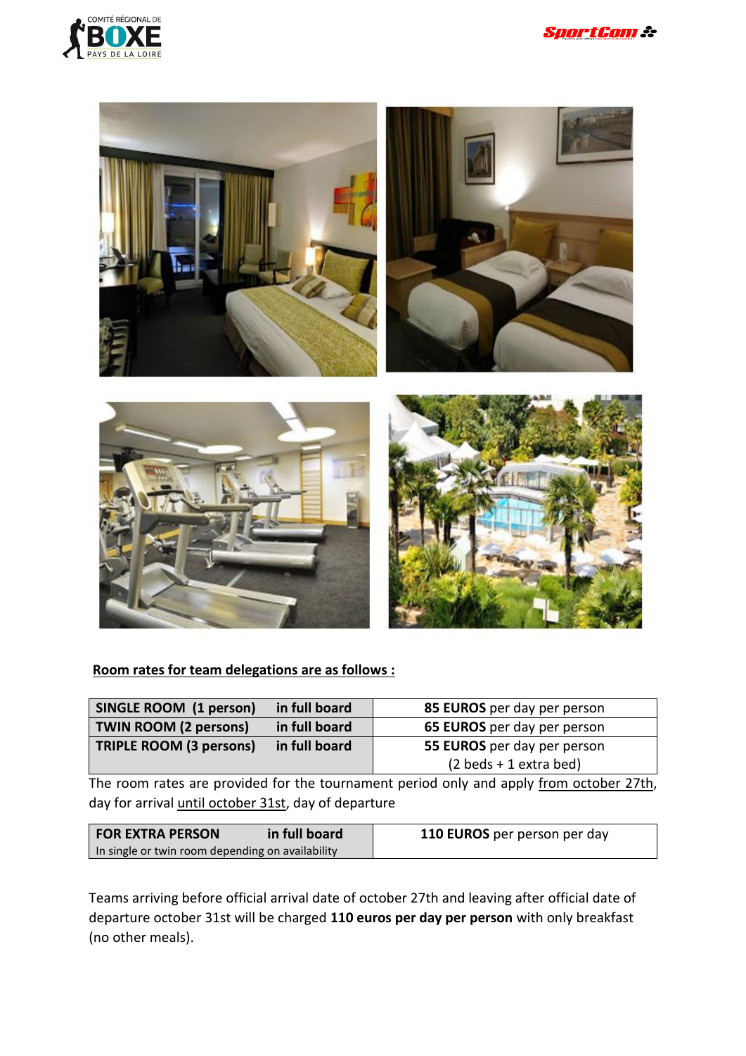**Room rates for team delegations are as follows :**

| | | |
|---|---|---|
| **SINGLE ROOM (1 person)** | **in full board** | **85 EUROS** per day per person |
| **TWIN ROOM (2 persons)** | **in full board** | **65 EUROS** per day per person |
| **TRIPLE ROOM (3 persons)** | **in full board** | **55 EUROS** per day per person (2 beds + 1 extra bed) |

The room rates are provided for the tournament period only and apply from october 27th, day for arrival until october 31st, day of departure

| | | |
|---|---|---|
| **FOR EXTRA PERSON** In single or twin room depending on availability | **in full board** | **110 EUROS** per person per day |

Teams arriving before official arrival date of october 27th and leaving after official date of departure october 31st will be charged **110 euros per day per person** with only breakfast (no other meals).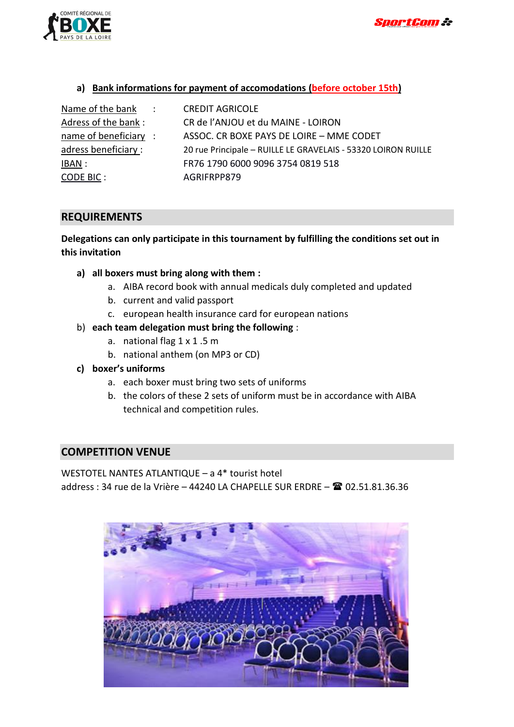**a) Bank informations for payment of accomodations (before october 15th)**

| | |
|---|---|
| Name of the bank : | CREDIT AGRICOLE |
| Adress of the bank : | CR de l'ANJOU et du MAINE - LOIRON |
| name of beneficiary : | ASSOC. CR BOXE PAYS DE LOIRE – MME CODET |
| adress beneficiary : | 20 rue Principale – RUILLE LE GRAVELAIS - 53320 LOIRON RUILLE |
| IBAN : | FR76 1790 6000 9096 3754 0819 518 |
| CODE BIC : | AGRIFRPP879 |

## REQUIREMENTS

**Delegations can only participate in this tournament by fulfilling the conditions set out in this invitation**

a) **all boxers must bring along with them :**
   a. AIBA record book with annual medicals duly completed and updated
   b. current and valid passport
   c. european health insurance card for european nations

b) **each team delegation must bring the following** :
   a. national flag 1 x 1 .5 m
   b. national anthem (on MP3 or CD)

c) **boxer's uniforms**
   a. each boxer must bring two sets of uniforms
   b. the colors of these 2 sets of uniform must be in accordance with AIBA technical and competition rules.

## COMPETITION VENUE

WESTOTEL NANTES ATLANTIQUE – a 4* tourist hotel
address : 34 rue de la Vrière – 44240 LA CHAPELLE SUR ERDRE – ☎ 02.51.81.36.36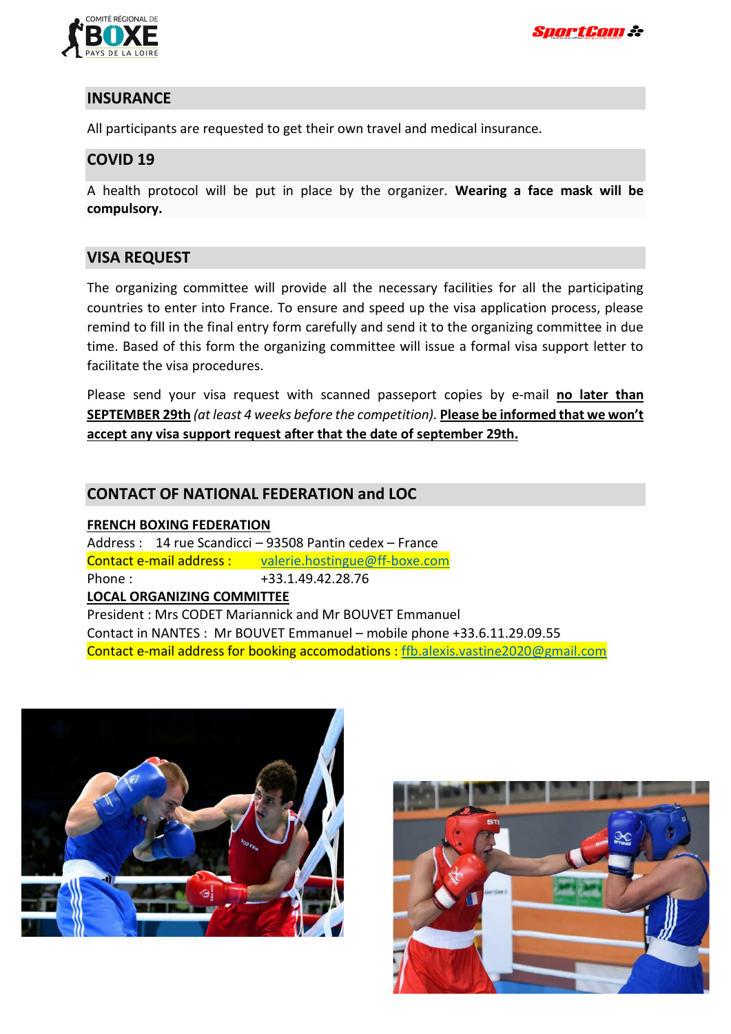## INSURANCE

All participants are requested to get their own travel and medical insurance.

## COVID 19

A health protocol will be put in place by the organizer. **Wearing a face mask will be compulsory.**

## VISA REQUEST

The organizing committee will provide all the necessary facilities for all the participating countries to enter into France. To ensure and speed up the visa application process, please remind to fill in the final entry form carefully and send it to the organizing committee in due time. Based of this form the organizing committee will issue a formal visa support letter to facilitate the visa procedures.

Please send your visa request with scanned passeport copies by e-mail **no later than SEPTEMBER 29th** *(at least 4 weeks before the competition).* **Please be informed that we won't accept any visa support request after that the date of september 29th.**

## CONTACT OF NATIONAL FEDERATION and LOC

**FRENCH BOXING FEDERATION**

Address : 14 rue Scandicci – 93508 Pantin cedex – France

Contact e-mail address : valerie.hostingue@ff-boxe.com

Phone : +33.1.49.42.28.76

**LOCAL ORGANIZING COMMITTEE**

President : Mrs CODET Mariannick and Mr BOUVET Emmanuel

Contact in NANTES : Mr BOUVET Emmanuel – mobile phone +33.6.11.29.09.55

Contact e-mail address for booking accomodations : ffb.alexis.vastine2020@gmail.com